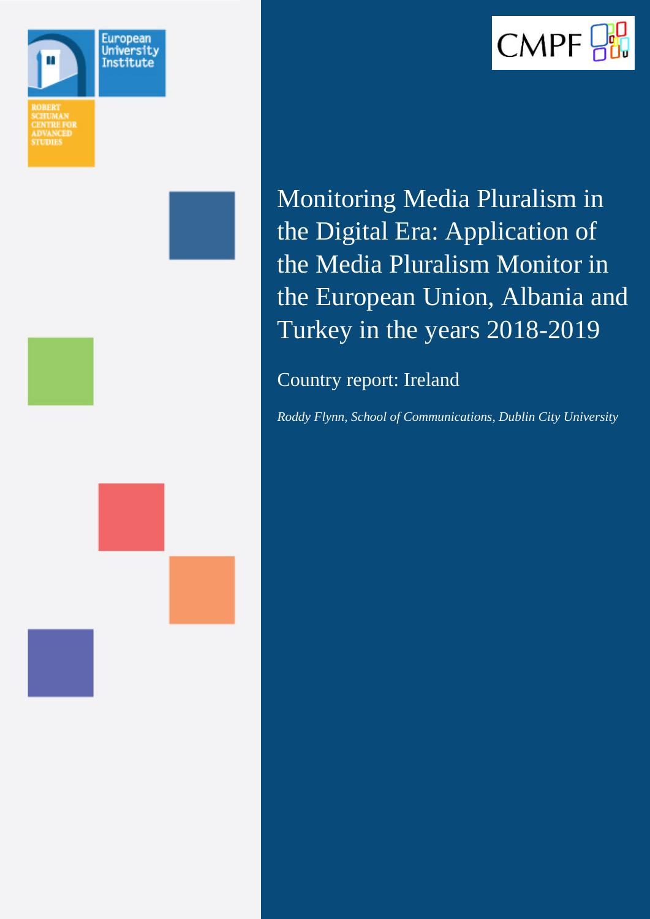European University Institute

ROBERT SCHUMAN CENTRE FOR ADVANCED STUDIES

CMPF

# Monitoring Media Pluralism in the Digital Era: Application of the Media Pluralism Monitor in the European Union, Albania and Turkey in the years 2018-2019

## Country report: Ireland

*Roddy Flynn, School of Communications, Dublin City University*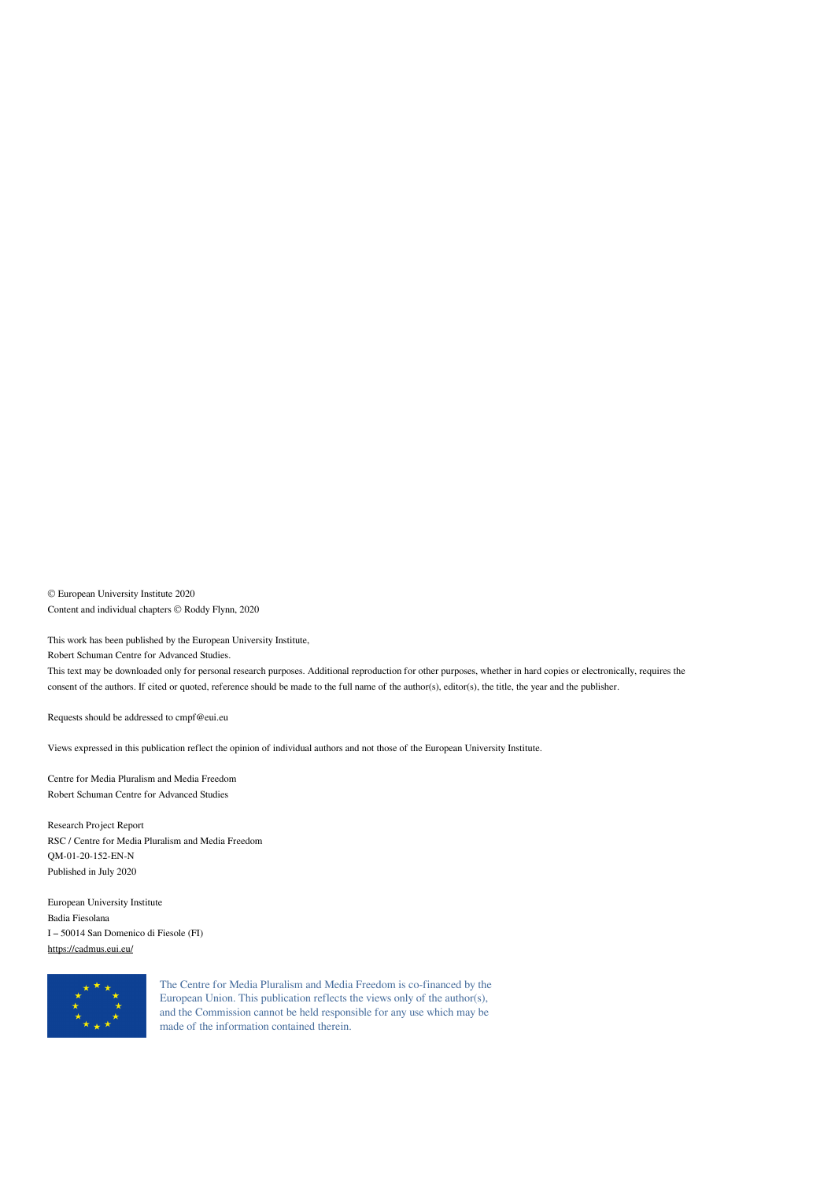© European University Institute 2020
Content and individual chapters © Roddy Flynn, 2020

This work has been published by the European University Institute,
Robert Schuman Centre for Advanced Studies.
This text may be downloaded only for personal research purposes. Additional reproduction for other purposes, whether in hard copies or electronically, requires the consent of the authors. If cited or quoted, reference should be made to the full name of the author(s), editor(s), the title, the year and the publisher.

Requests should be addressed to cmpf@eui.eu

Views expressed in this publication reflect the opinion of individual authors and not those of the European University Institute.

Centre for Media Pluralism and Media Freedom
Robert Schuman Centre for Advanced Studies

Research Project Report
RSC / Centre for Media Pluralism and Media Freedom
QM-01-20-152-EN-N
Published in July 2020

European University Institute
Badia Fiesolana
I – 50014 San Domenico di Fiesole (FI)
https://cadmus.eui.eu/

The Centre for Media Pluralism and Media Freedom is co-financed by the European Union. This publication reflects the views only of the author(s), and the Commission cannot be held responsible for any use which may be made of the information contained therein.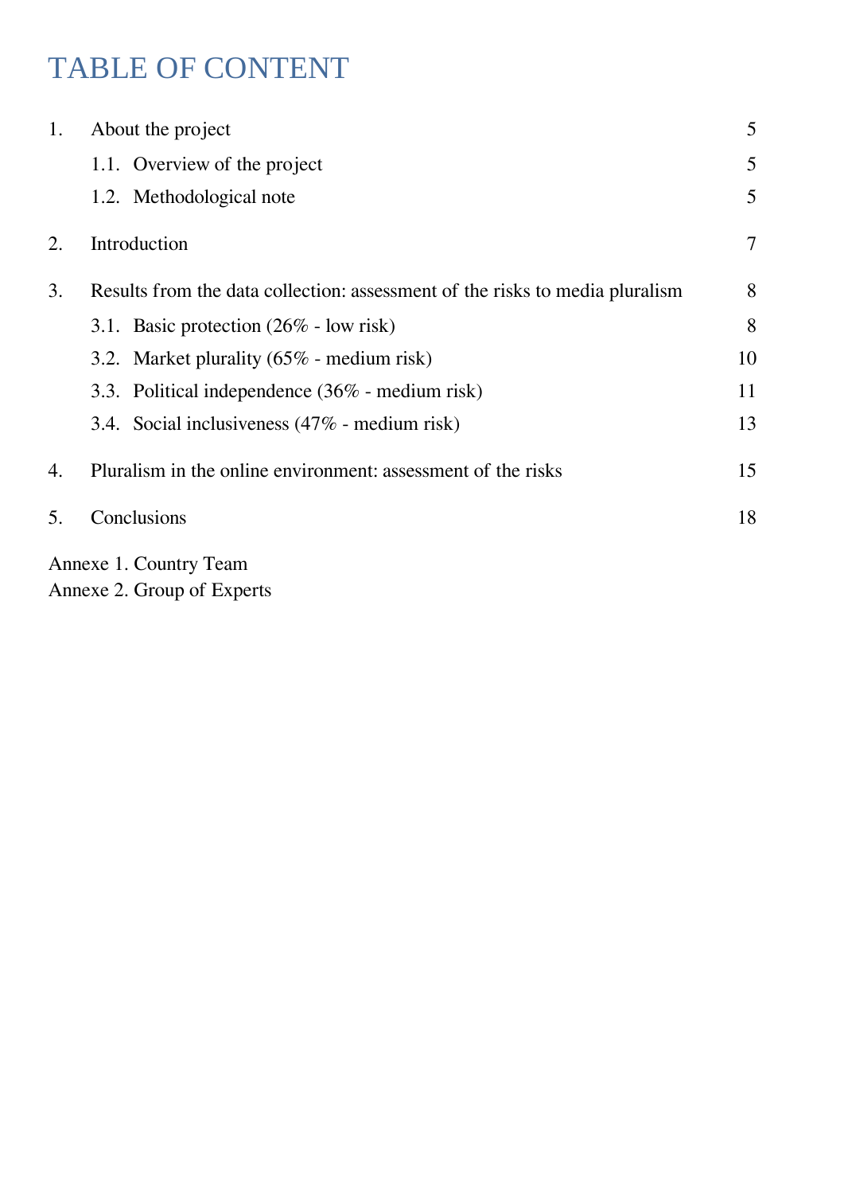# TABLE OF CONTENT

| | | |
|---|---|---|
| 1. | About the project | 5 |
| | 1.1. Overview of the project | 5 |
| | 1.2. Methodological note | 5 |
| 2. | Introduction | 7 |
| 3. | Results from the data collection: assessment of the risks to media pluralism | 8 |
| | 3.1. Basic protection (26% - low risk) | 8 |
| | 3.2. Market plurality (65% - medium risk) | 10 |
| | 3.3. Political independence (36% - medium risk) | 11 |
| | 3.4. Social inclusiveness (47% - medium risk) | 13 |
| 4. | Pluralism in the online environment: assessment of the risks | 15 |
| 5. | Conclusions | 18 |

Annexe 1. Country Team
Annexe 2. Group of Experts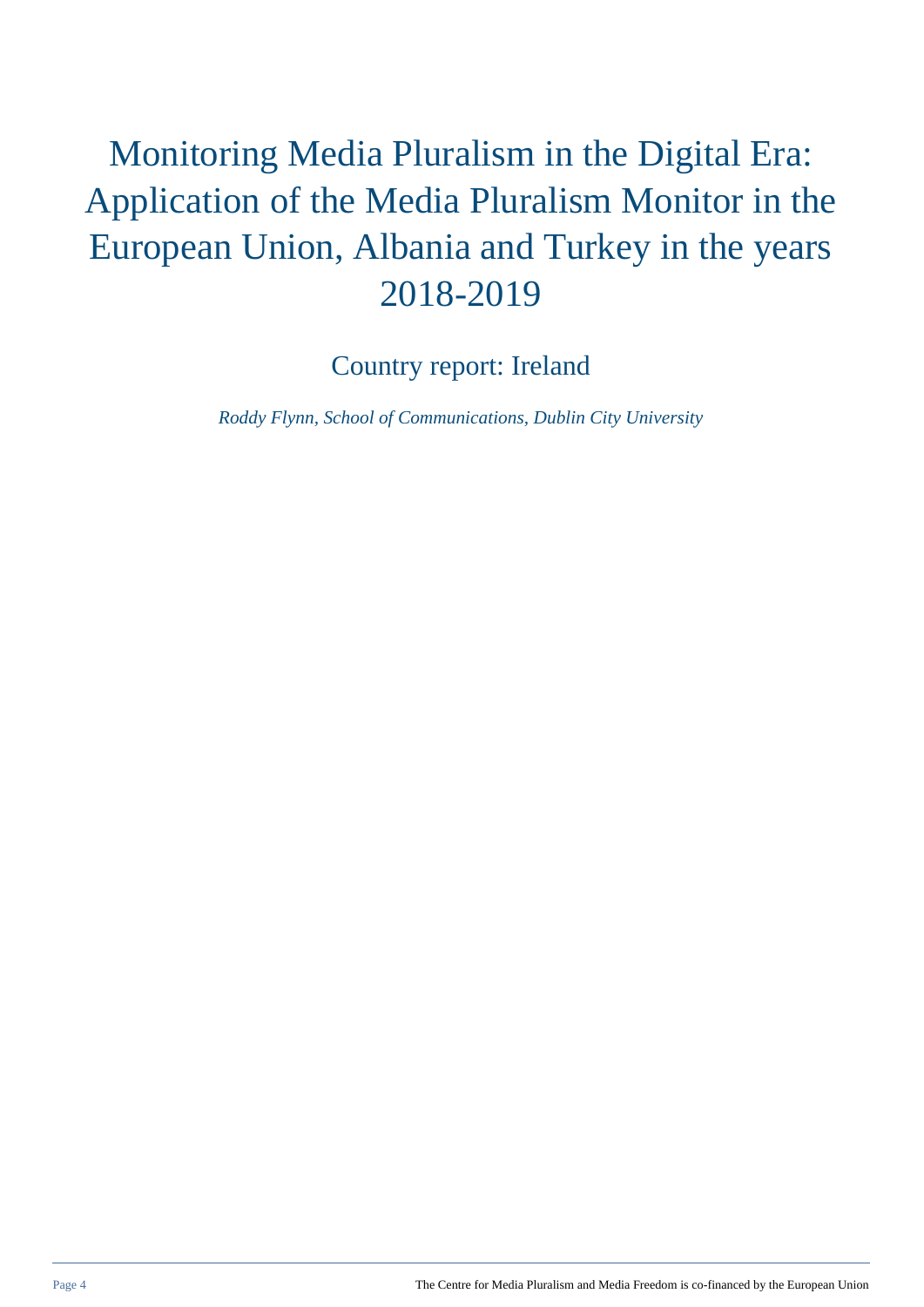# Monitoring Media Pluralism in the Digital Era: Application of the Media Pluralism Monitor in the European Union, Albania and Turkey in the years 2018-2019

## Country report: Ireland

*Roddy Flynn, School of Communications, Dublin City University*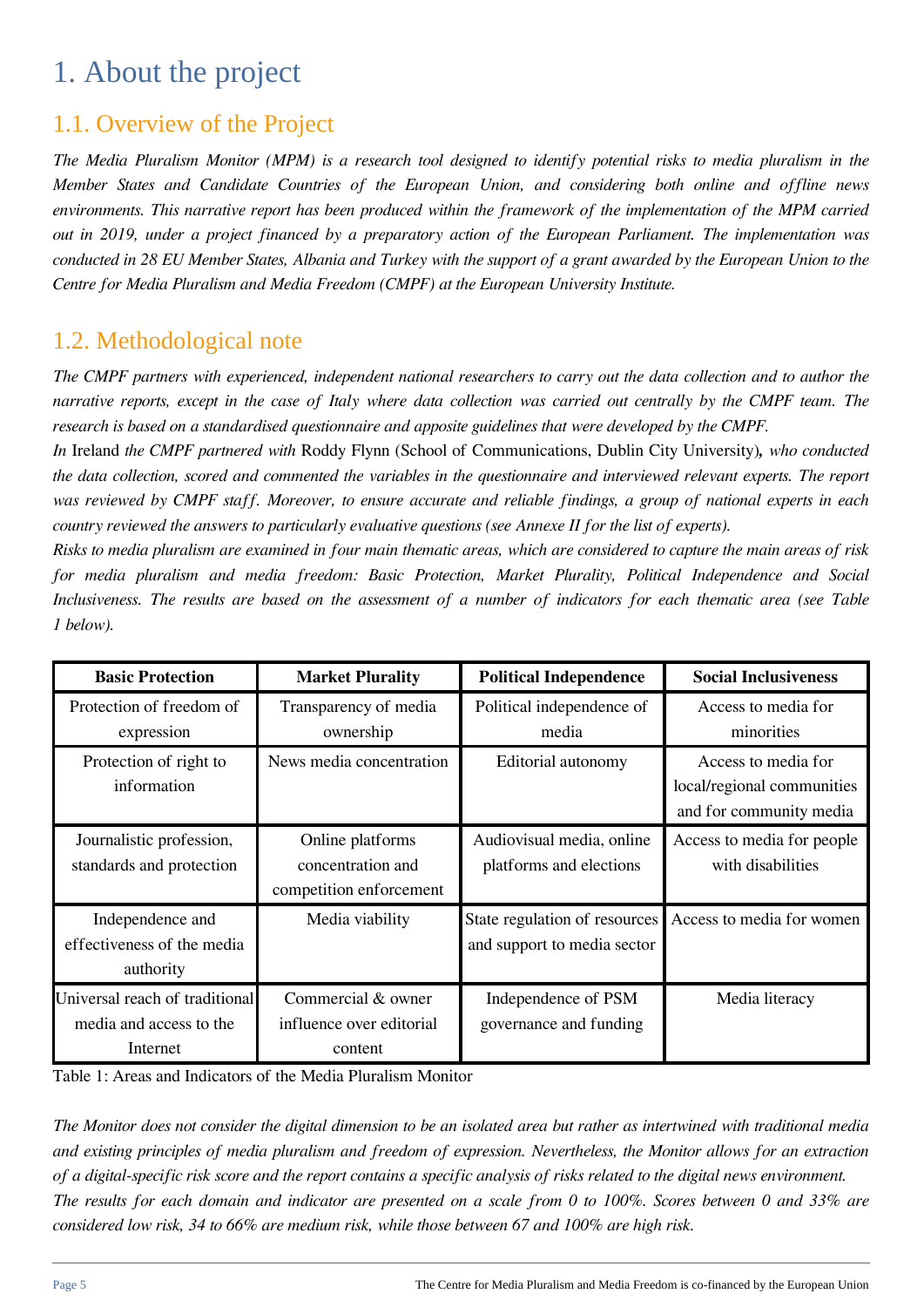# 1. About the project

## 1.1. Overview of the Project

*The Media Pluralism Monitor (MPM) is a research tool designed to identify potential risks to media pluralism in the Member States and Candidate Countries of the European Union, and considering both online and offline news environments. This narrative report has been produced within the framework of the implementation of the MPM carried out in 2019, under a project financed by a preparatory action of the European Parliament. The implementation was conducted in 28 EU Member States, Albania and Turkey with the support of a grant awarded by the European Union to the Centre for Media Pluralism and Media Freedom (CMPF) at the European University Institute.*

## 1.2. Methodological note

*The CMPF partners with experienced, independent national researchers to carry out the data collection and to author the narrative reports, except in the case of Italy where data collection was carried out centrally by the CMPF team. The research is based on a standardised questionnaire and apposite guidelines that were developed by the CMPF.*

*In* Ireland *the CMPF partnered with* Roddy Flynn (School of Communications, Dublin City University)***,*** *who conducted the data collection, scored and commented the variables in the questionnaire and interviewed relevant experts. The report was reviewed by CMPF staff. Moreover, to ensure accurate and reliable findings, a group of national experts in each country reviewed the answers to particularly evaluative questions (see Annexe II for the list of experts).*

*Risks to media pluralism are examined in four main thematic areas, which are considered to capture the main areas of risk for media pluralism and media freedom: Basic Protection, Market Plurality, Political Independence and Social Inclusiveness. The results are based on the assessment of a number of indicators for each thematic area (see Table 1 below).*

| Basic Protection | Market Plurality | Political Independence | Social Inclusiveness |
|---|---|---|---|
| Protection of freedom of expression | Transparency of media ownership | Political independence of media | Access to media for minorities |
| Protection of right to information | News media concentration | Editorial autonomy | Access to media for local/regional communities and for community media |
| Journalistic profession, standards and protection | Online platforms concentration and competition enforcement | Audiovisual media, online platforms and elections | Access to media for people with disabilities |
| Independence and effectiveness of the media authority | Media viability | State regulation of resources and support to media sector | Access to media for women |
| Universal reach of traditional media and access to the Internet | Commercial & owner influence over editorial content | Independence of PSM governance and funding | Media literacy |

Table 1: Areas and Indicators of the Media Pluralism Monitor

*The Monitor does not consider the digital dimension to be an isolated area but rather as intertwined with traditional media and existing principles of media pluralism and freedom of expression. Nevertheless, the Monitor allows for an extraction of a digital-specific risk score and the report contains a specific analysis of risks related to the digital news environment.*

*The results for each domain and indicator are presented on a scale from 0 to 100%. Scores between 0 and 33% are considered low risk, 34 to 66% are medium risk, while those between 67 and 100% are high risk.*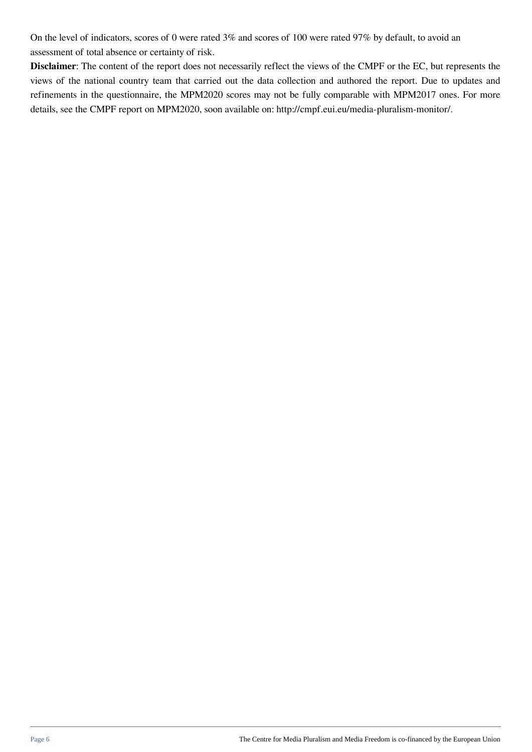On the level of indicators, scores of 0 were rated 3% and scores of 100 were rated 97% by default, to avoid an assessment of total absence or certainty of risk.

**Disclaimer**: The content of the report does not necessarily reflect the views of the CMPF or the EC, but represents the views of the national country team that carried out the data collection and authored the report. Due to updates and refinements in the questionnaire, the MPM2020 scores may not be fully comparable with MPM2017 ones. For more details, see the CMPF report on MPM2020, soon available on: http://cmpf.eui.eu/media-pluralism-monitor/.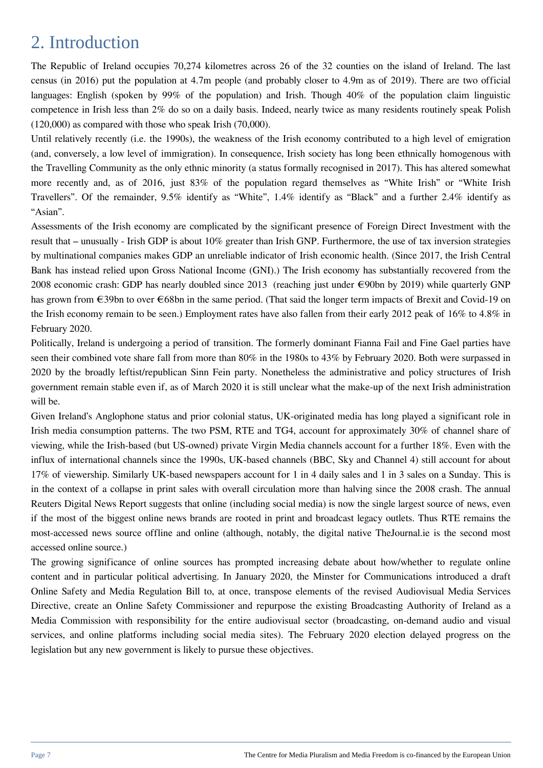# 2. Introduction

The Republic of Ireland occupies 70,274 kilometres across 26 of the 32 counties on the island of Ireland. The last census (in 2016) put the population at 4.7m people (and probably closer to 4.9m as of 2019). There are two official languages: English (spoken by 99% of the population) and Irish. Though 40% of the population claim linguistic competence in Irish less than 2% do so on a daily basis. Indeed, nearly twice as many residents routinely speak Polish (120,000) as compared with those who speak Irish (70,000).

Until relatively recently (i.e. the 1990s), the weakness of the Irish economy contributed to a high level of emigration (and, conversely, a low level of immigration). In consequence, Irish society has long been ethnically homogenous with the Travelling Community as the only ethnic minority (a status formally recognised in 2017). This has altered somewhat more recently and, as of 2016, just 83% of the population regard themselves as "White Irish" or "White Irish Travellers". Of the remainder, 9.5% identify as "White", 1.4% identify as "Black" and a further 2.4% identify as "Asian".

Assessments of the Irish economy are complicated by the significant presence of Foreign Direct Investment with the result that – unusually - Irish GDP is about 10% greater than Irish GNP. Furthermore, the use of tax inversion strategies by multinational companies makes GDP an unreliable indicator of Irish economic health. (Since 2017, the Irish Central Bank has instead relied upon Gross National Income (GNI).) The Irish economy has substantially recovered from the 2008 economic crash: GDP has nearly doubled since 2013 (reaching just under €90bn by 2019) while quarterly GNP has grown from €39bn to over €68bn in the same period. (That said the longer term impacts of Brexit and Covid-19 on the Irish economy remain to be seen.) Employment rates have also fallen from their early 2012 peak of 16% to 4.8% in February 2020.

Politically, Ireland is undergoing a period of transition. The formerly dominant Fianna Fail and Fine Gael parties have seen their combined vote share fall from more than 80% in the 1980s to 43% by February 2020. Both were surpassed in 2020 by the broadly leftist/republican Sinn Fein party. Nonetheless the administrative and policy structures of Irish government remain stable even if, as of March 2020 it is still unclear what the make-up of the next Irish administration will be.

Given Ireland's Anglophone status and prior colonial status, UK-originated media has long played a significant role in Irish media consumption patterns. The two PSM, RTE and TG4, account for approximately 30% of channel share of viewing, while the Irish-based (but US-owned) private Virgin Media channels account for a further 18%. Even with the influx of international channels since the 1990s, UK-based channels (BBC, Sky and Channel 4) still account for about 17% of viewership. Similarly UK-based newspapers account for 1 in 4 daily sales and 1 in 3 sales on a Sunday. This is in the context of a collapse in print sales with overall circulation more than halving since the 2008 crash. The annual Reuters Digital News Report suggests that online (including social media) is now the single largest source of news, even if the most of the biggest online news brands are rooted in print and broadcast legacy outlets. Thus RTE remains the most-accessed news source offline and online (although, notably, the digital native TheJournal.ie is the second most accessed online source.)

The growing significance of online sources has prompted increasing debate about how/whether to regulate online content and in particular political advertising. In January 2020, the Minster for Communications introduced a draft Online Safety and Media Regulation Bill to, at once, transpose elements of the revised Audiovisual Media Services Directive, create an Online Safety Commissioner and repurpose the existing Broadcasting Authority of Ireland as a Media Commission with responsibility for the entire audiovisual sector (broadcasting, on-demand audio and visual services, and online platforms including social media sites). The February 2020 election delayed progress on the legislation but any new government is likely to pursue these objectives.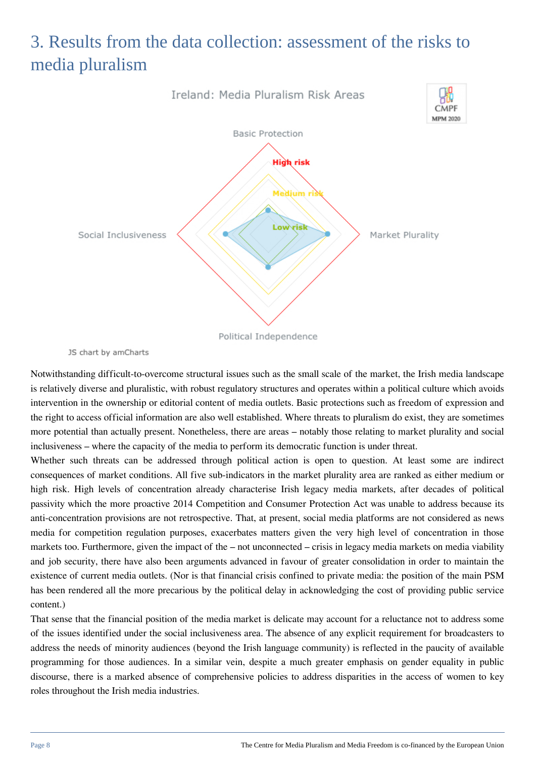# 3. Results from the data collection: assessment of the risks to media pluralism

Ireland: Media Pluralism Risk Areas

Basic Protection

High risk

Medium risk

Low risk

Social Inclusiveness

Market Plurality

Political Independence

JS chart by amCharts

Notwithstanding difficult-to-overcome structural issues such as the small scale of the market, the Irish media landscape is relatively diverse and pluralistic, with robust regulatory structures and operates within a political culture which avoids intervention in the ownership or editorial content of media outlets. Basic protections such as freedom of expression and the right to access official information are also well established. Where threats to pluralism do exist, they are sometimes more potential than actually present. Nonetheless, there are areas – notably those relating to market plurality and social inclusiveness – where the capacity of the media to perform its democratic function is under threat.

Whether such threats can be addressed through political action is open to question. At least some are indirect consequences of market conditions. All five sub-indicators in the market plurality area are ranked as either medium or high risk. High levels of concentration already characterise Irish legacy media markets, after decades of political passivity which the more proactive 2014 Competition and Consumer Protection Act was unable to address because its anti-concentration provisions are not retrospective. That, at present, social media platforms are not considered as news media for competition regulation purposes, exacerbates matters given the very high level of concentration in those markets too. Furthermore, given the impact of the – not unconnected – crisis in legacy media markets on media viability and job security, there have also been arguments advanced in favour of greater consolidation in order to maintain the existence of current media outlets. (Nor is that financial crisis confined to private media: the position of the main PSM has been rendered all the more precarious by the political delay in acknowledging the cost of providing public service content.)

That sense that the financial position of the media market is delicate may account for a reluctance not to address some of the issues identified under the social inclusiveness area. The absence of any explicit requirement for broadcasters to address the needs of minority audiences (beyond the Irish language community) is reflected in the paucity of available programming for those audiences. In a similar vein, despite a much greater emphasis on gender equality in public discourse, there is a marked absence of comprehensive policies to address disparities in the access of women to key roles throughout the Irish media industries.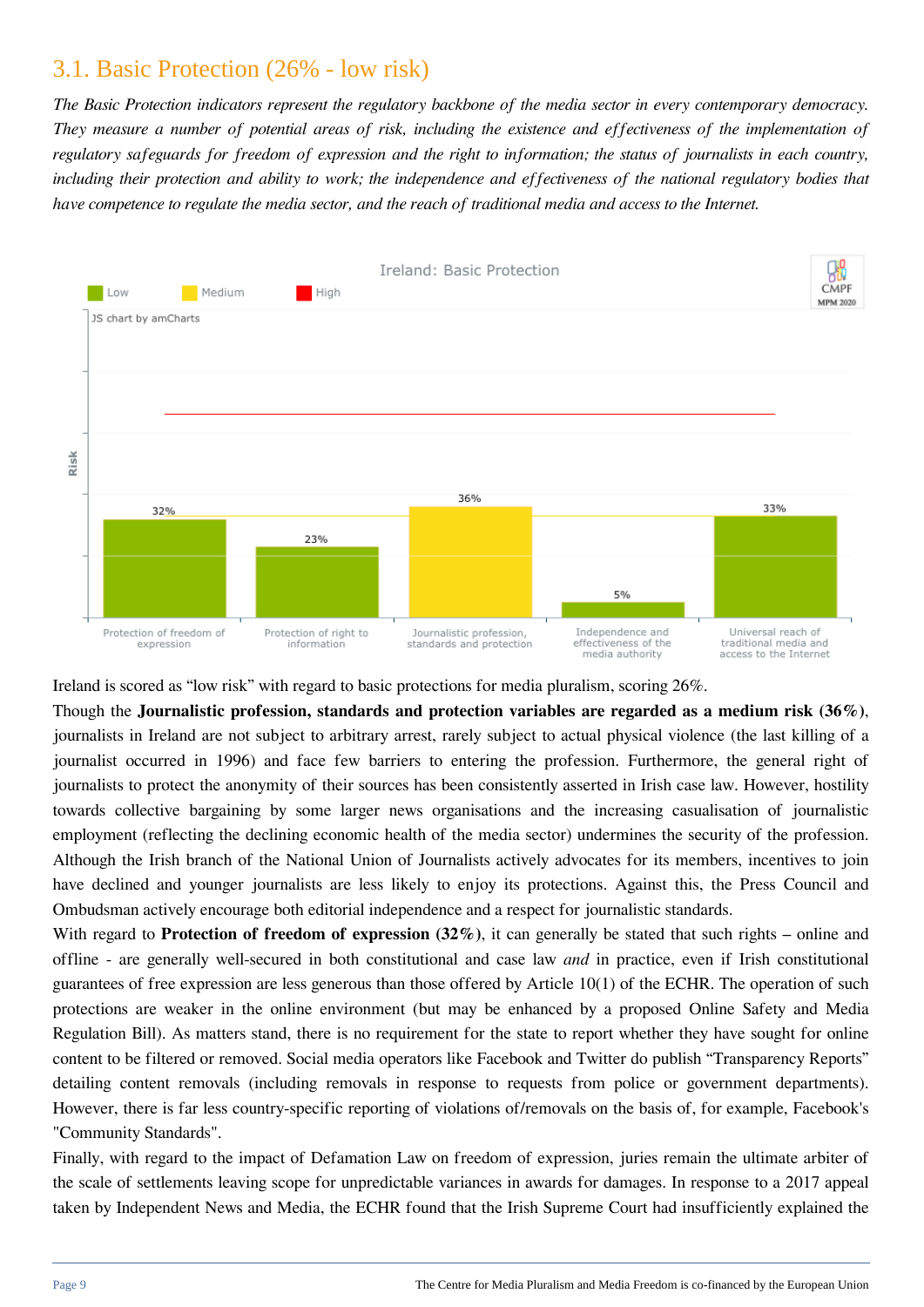## 3.1. Basic Protection (26% - low risk)

*The Basic Protection indicators represent the regulatory backbone of the media sector in every contemporary democracy. They measure a number of potential areas of risk, including the existence and effectiveness of the implementation of regulatory safeguards for freedom of expression and the right to information; the status of journalists in each country, including their protection and ability to work; the independence and effectiveness of the national regulatory bodies that have competence to regulate the media sector, and the reach of traditional media and access to the Internet.*

Ireland: Basic Protection

| Indicator | Risk | Level |
|---|---|---|
| Protection of freedom of expression | 32% | Low |
| Protection of right to information | 23% | Low |
| Journalistic profession, standards and protection | 36% | Medium |
| Independence and effectiveness of the media authority | 5% | Low |
| Universal reach of traditional media and access to the Internet | 33% | Low |

Ireland is scored as "low risk" with regard to basic protections for media pluralism, scoring 26%.

Though the **Journalistic profession, standards and protection variables are regarded as a medium risk (36%)**, journalists in Ireland are not subject to arbitrary arrest, rarely subject to actual physical violence (the last killing of a journalist occurred in 1996) and face few barriers to entering the profession. Furthermore, the general right of journalists to protect the anonymity of their sources has been consistently asserted in Irish case law. However, hostility towards collective bargaining by some larger news organisations and the increasing casualisation of journalistic employment (reflecting the declining economic health of the media sector) undermines the security of the profession. Although the Irish branch of the National Union of Journalists actively advocates for its members, incentives to join have declined and younger journalists are less likely to enjoy its protections. Against this, the Press Council and Ombudsman actively encourage both editorial independence and a respect for journalistic standards.

With regard to **Protection of freedom of expression (32%)**, it can generally be stated that such rights – online and offline - are generally well-secured in both constitutional and case law *and* in practice, even if Irish constitutional guarantees of free expression are less generous than those offered by Article 10(1) of the ECHR. The operation of such protections are weaker in the online environment (but may be enhanced by a proposed Online Safety and Media Regulation Bill). As matters stand, there is no requirement for the state to report whether they have sought for online content to be filtered or removed. Social media operators like Facebook and Twitter do publish "Transparency Reports" detailing content removals (including removals in response to requests from police or government departments). However, there is far less country-specific reporting of violations of/removals on the basis of, for example, Facebook's "Community Standards".

Finally, with regard to the impact of Defamation Law on freedom of expression, juries remain the ultimate arbiter of the scale of settlements leaving scope for unpredictable variances in awards for damages. In response to a 2017 appeal taken by Independent News and Media, the ECHR found that the Irish Supreme Court had insufficiently explained the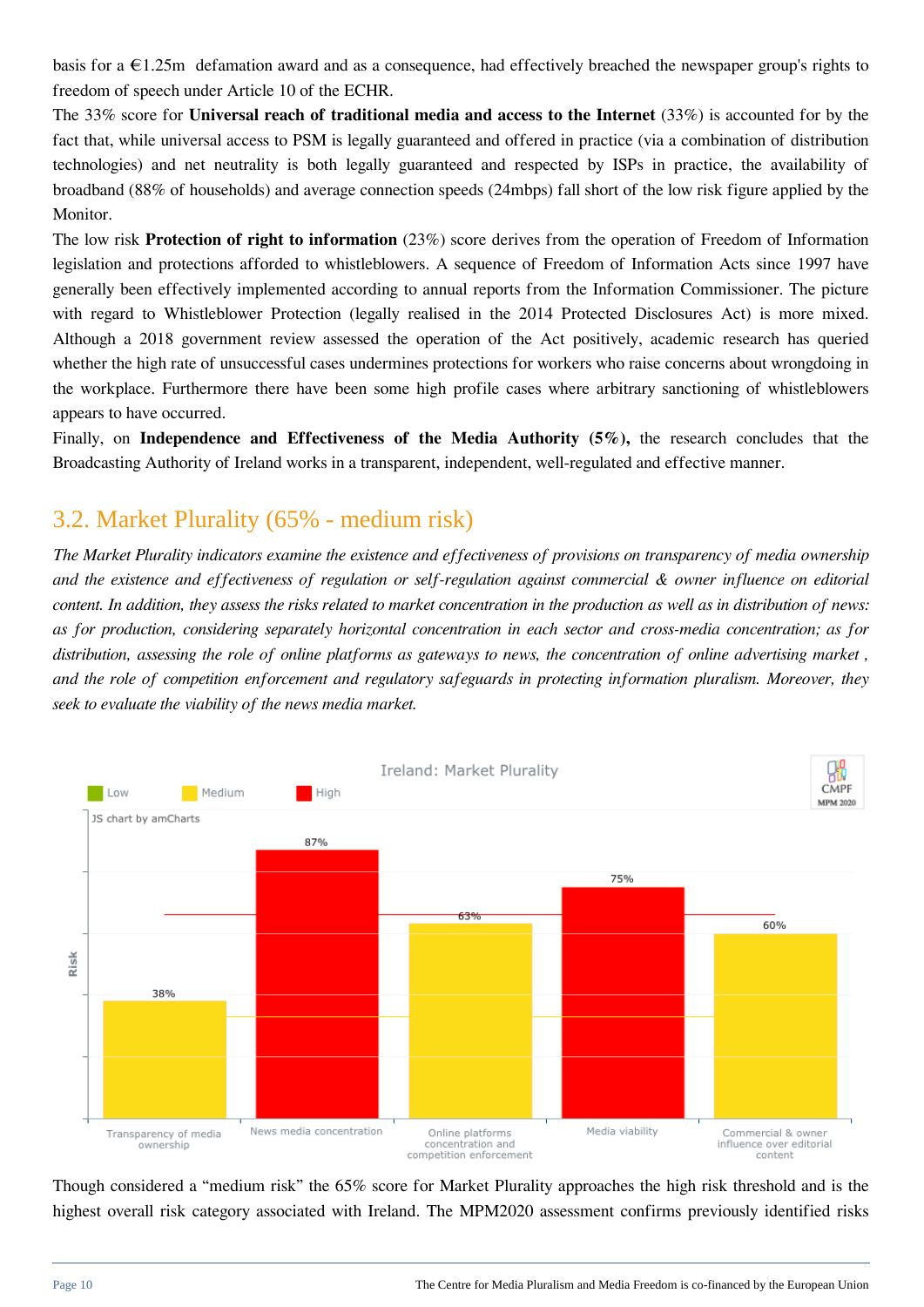basis for a €1.25m defamation award and as a consequence, had effectively breached the newspaper group's rights to freedom of speech under Article 10 of the ECHR.

The 33% score for **Universal reach of traditional media and access to the Internet** (33%) is accounted for by the fact that, while universal access to PSM is legally guaranteed and offered in practice (via a combination of distribution technologies) and net neutrality is both legally guaranteed and respected by ISPs in practice, the availability of broadband (88% of households) and average connection speeds (24mbps) fall short of the low risk figure applied by the Monitor.

The low risk **Protection of right to information** (23%) score derives from the operation of Freedom of Information legislation and protections afforded to whistleblowers. A sequence of Freedom of Information Acts since 1997 have generally been effectively implemented according to annual reports from the Information Commissioner. The picture with regard to Whistleblower Protection (legally realised in the 2014 Protected Disclosures Act) is more mixed. Although a 2018 government review assessed the operation of the Act positively, academic research has queried whether the high rate of unsuccessful cases undermines protections for workers who raise concerns about wrongdoing in the workplace. Furthermore there have been some high profile cases where arbitrary sanctioning of whistleblowers appears to have occurred.

Finally, on **Independence and Effectiveness of the Media Authority (5%),** the research concludes that the Broadcasting Authority of Ireland works in a transparent, independent, well-regulated and effective manner.

## 3.2. Market Plurality (65% - medium risk)

*The Market Plurality indicators examine the existence and effectiveness of provisions on transparency of media ownership and the existence and effectiveness of regulation or self-regulation against commercial & owner influence on editorial content. In addition, they assess the risks related to market concentration in the production as well as in distribution of news: as for production, considering separately horizontal concentration in each sector and cross-media concentration; as for distribution, assessing the role of online platforms as gateways to news, the concentration of online advertising market , and the role of competition enforcement and regulatory safeguards in protecting information pluralism. Moreover, they seek to evaluate the viability of the news media market.*

Ireland: Market Plurality

| Indicator | Risk |
|---|---|
| Transparency of media ownership | 38% |
| News media concentration | 87% |
| Online platforms concentration and competition enforcement | 63% |
| Media viability | 75% |
| Commercial & owner influence over editorial content | 60% |

Though considered a “medium risk” the 65% score for Market Plurality approaches the high risk threshold and is the highest overall risk category associated with Ireland. The MPM2020 assessment confirms previously identified risks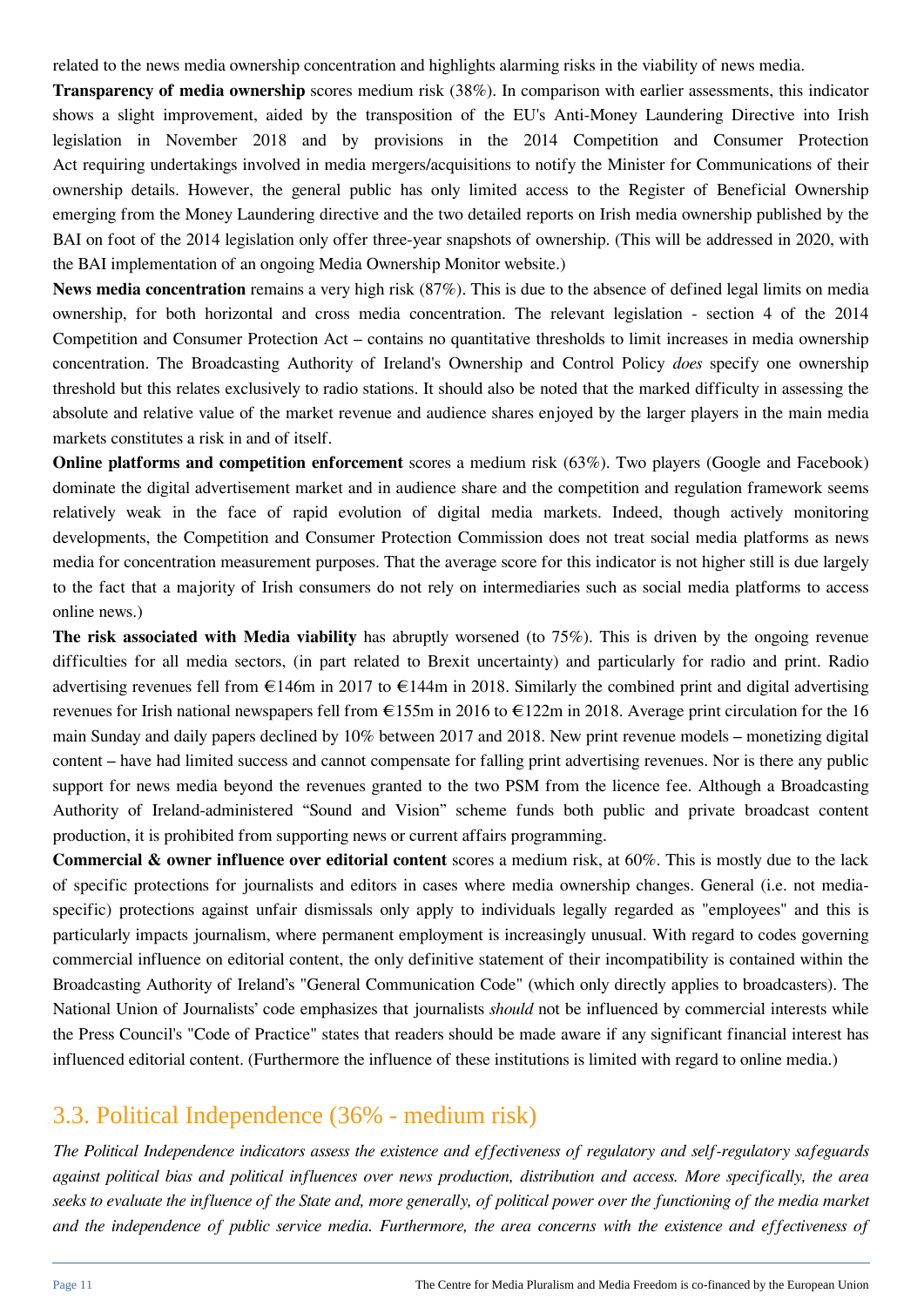related to the news media ownership concentration and highlights alarming risks in the viability of news media.

**Transparency of media ownership** scores medium risk (38%). In comparison with earlier assessments, this indicator shows a slight improvement, aided by the transposition of the EU's Anti-Money Laundering Directive into Irish legislation in November 2018 and by provisions in the 2014 Competition and Consumer Protection Act requiring undertakings involved in media mergers/acquisitions to notify the Minister for Communications of their ownership details. However, the general public has only limited access to the Register of Beneficial Ownership emerging from the Money Laundering directive and the two detailed reports on Irish media ownership published by the BAI on foot of the 2014 legislation only offer three-year snapshots of ownership. (This will be addressed in 2020, with the BAI implementation of an ongoing Media Ownership Monitor website.)

**News media concentration** remains a very high risk (87%). This is due to the absence of defined legal limits on media ownership, for both horizontal and cross media concentration. The relevant legislation - section 4 of the 2014 Competition and Consumer Protection Act – contains no quantitative thresholds to limit increases in media ownership concentration. The Broadcasting Authority of Ireland's Ownership and Control Policy *does* specify one ownership threshold but this relates exclusively to radio stations. It should also be noted that the marked difficulty in assessing the absolute and relative value of the market revenue and audience shares enjoyed by the larger players in the main media markets constitutes a risk in and of itself.

**Online platforms and competition enforcement** scores a medium risk (63%). Two players (Google and Facebook) dominate the digital advertisement market and in audience share and the competition and regulation framework seems relatively weak in the face of rapid evolution of digital media markets. Indeed, though actively monitoring developments, the Competition and Consumer Protection Commission does not treat social media platforms as news media for concentration measurement purposes. That the average score for this indicator is not higher still is due largely to the fact that a majority of Irish consumers do not rely on intermediaries such as social media platforms to access online news.)

**The risk associated with Media viability** has abruptly worsened (to 75%). This is driven by the ongoing revenue difficulties for all media sectors, (in part related to Brexit uncertainty) and particularly for radio and print. Radio advertising revenues fell from €146m in 2017 to €144m in 2018. Similarly the combined print and digital advertising revenues for Irish national newspapers fell from €155m in 2016 to €122m in 2018. Average print circulation for the 16 main Sunday and daily papers declined by 10% between 2017 and 2018. New print revenue models – monetizing digital content – have had limited success and cannot compensate for falling print advertising revenues. Nor is there any public support for news media beyond the revenues granted to the two PSM from the licence fee. Although a Broadcasting Authority of Ireland-administered "Sound and Vision" scheme funds both public and private broadcast content production, it is prohibited from supporting news or current affairs programming.

**Commercial & owner influence over editorial content** scores a medium risk, at 60%. This is mostly due to the lack of specific protections for journalists and editors in cases where media ownership changes. General (i.e. not media-specific) protections against unfair dismissals only apply to individuals legally regarded as "employees" and this is particularly impacts journalism, where permanent employment is increasingly unusual. With regard to codes governing commercial influence on editorial content, the only definitive statement of their incompatibility is contained within the Broadcasting Authority of Ireland's "General Communication Code" (which only directly applies to broadcasters). The National Union of Journalists' code emphasizes that journalists *should* not be influenced by commercial interests while the Press Council's "Code of Practice" states that readers should be made aware if any significant financial interest has influenced editorial content. (Furthermore the influence of these institutions is limited with regard to online media.)

## 3.3. Political Independence (36% - medium risk)

*The Political Independence indicators assess the existence and effectiveness of regulatory and self-regulatory safeguards against political bias and political influences over news production, distribution and access. More specifically, the area seeks to evaluate the influence of the State and, more generally, of political power over the functioning of the media market and the independence of public service media. Furthermore, the area concerns with the existence and effectiveness of*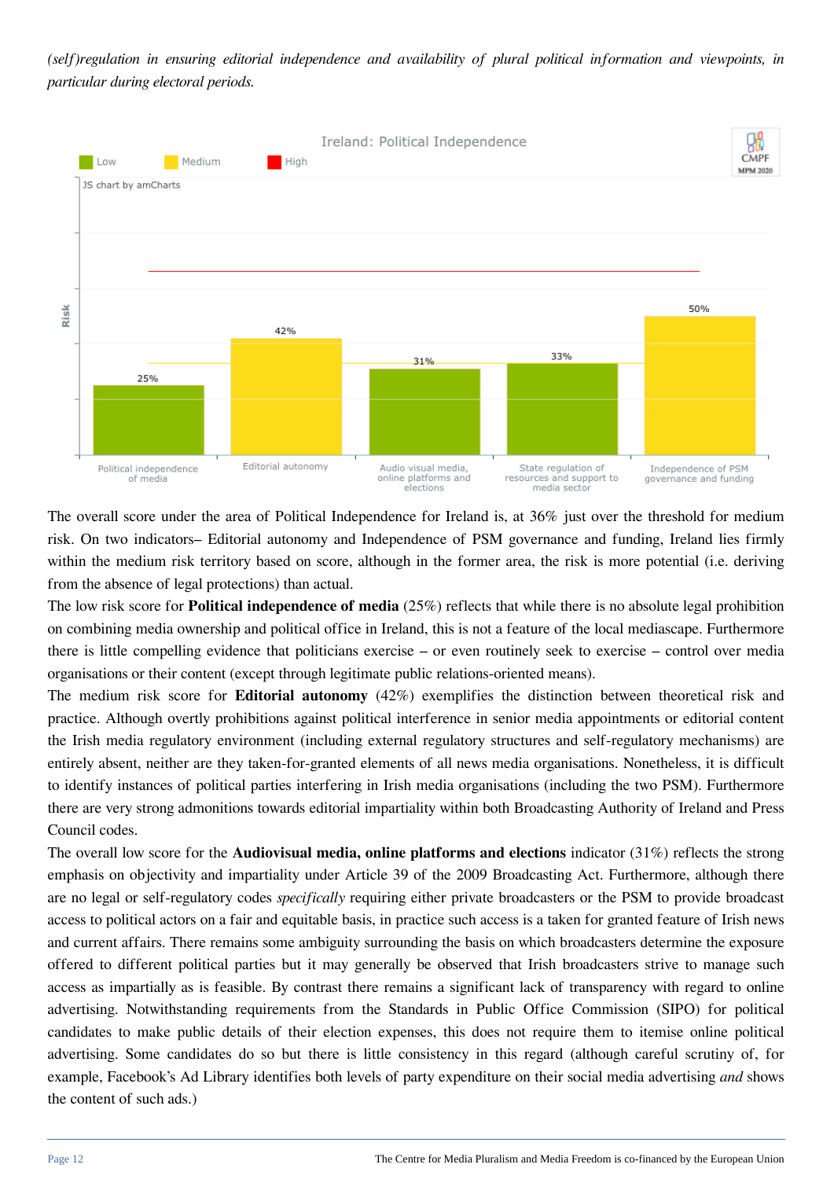*(self)regulation in ensuring editorial independence and availability of plural political information and viewpoints, in particular during electoral periods.*

Ireland: Political Independence

| Indicator | Risk |
|---|---|
| Political independence of media | 25% |
| Editorial autonomy | 42% |
| Audio visual media, online platforms and elections | 31% |
| State regulation of resources and support to media sector | 33% |
| Independence of PSM governance and funding | 50% |

The overall score under the area of Political Independence for Ireland is, at 36% just over the threshold for medium risk. On two indicators– Editorial autonomy and Independence of PSM governance and funding, Ireland lies firmly within the medium risk territory based on score, although in the former area, the risk is more potential (i.e. deriving from the absence of legal protections) than actual.

The low risk score for **Political independence of media** (25%) reflects that while there is no absolute legal prohibition on combining media ownership and political office in Ireland, this is not a feature of the local mediascape. Furthermore there is little compelling evidence that politicians exercise – or even routinely seek to exercise – control over media organisations or their content (except through legitimate public relations-oriented means).

The medium risk score for **Editorial autonomy** (42%) exemplifies the distinction between theoretical risk and practice. Although overtly prohibitions against political interference in senior media appointments or editorial content the Irish media regulatory environment (including external regulatory structures and self-regulatory mechanisms) are entirely absent, neither are they taken-for-granted elements of all news media organisations. Nonetheless, it is difficult to identify instances of political parties interfering in Irish media organisations (including the two PSM). Furthermore there are very strong admonitions towards editorial impartiality within both Broadcasting Authority of Ireland and Press Council codes.

The overall low score for the **Audiovisual media, online platforms and elections** indicator (31%) reflects the strong emphasis on objectivity and impartiality under Article 39 of the 2009 Broadcasting Act. Furthermore, although there are no legal or self-regulatory codes *specifically* requiring either private broadcasters or the PSM to provide broadcast access to political actors on a fair and equitable basis, in practice such access is a taken for granted feature of Irish news and current affairs. There remains some ambiguity surrounding the basis on which broadcasters determine the exposure offered to different political parties but it may generally be observed that Irish broadcasters strive to manage such access as impartially as is feasible. By contrast there remains a significant lack of transparency with regard to online advertising. Notwithstanding requirements from the Standards in Public Office Commission (SIPO) for political candidates to make public details of their election expenses, this does not require them to itemise online political advertising. Some candidates do so but there is little consistency in this regard (although careful scrutiny of, for example, Facebook's Ad Library identifies both levels of party expenditure on their social media advertising *and* shows the content of such ads.)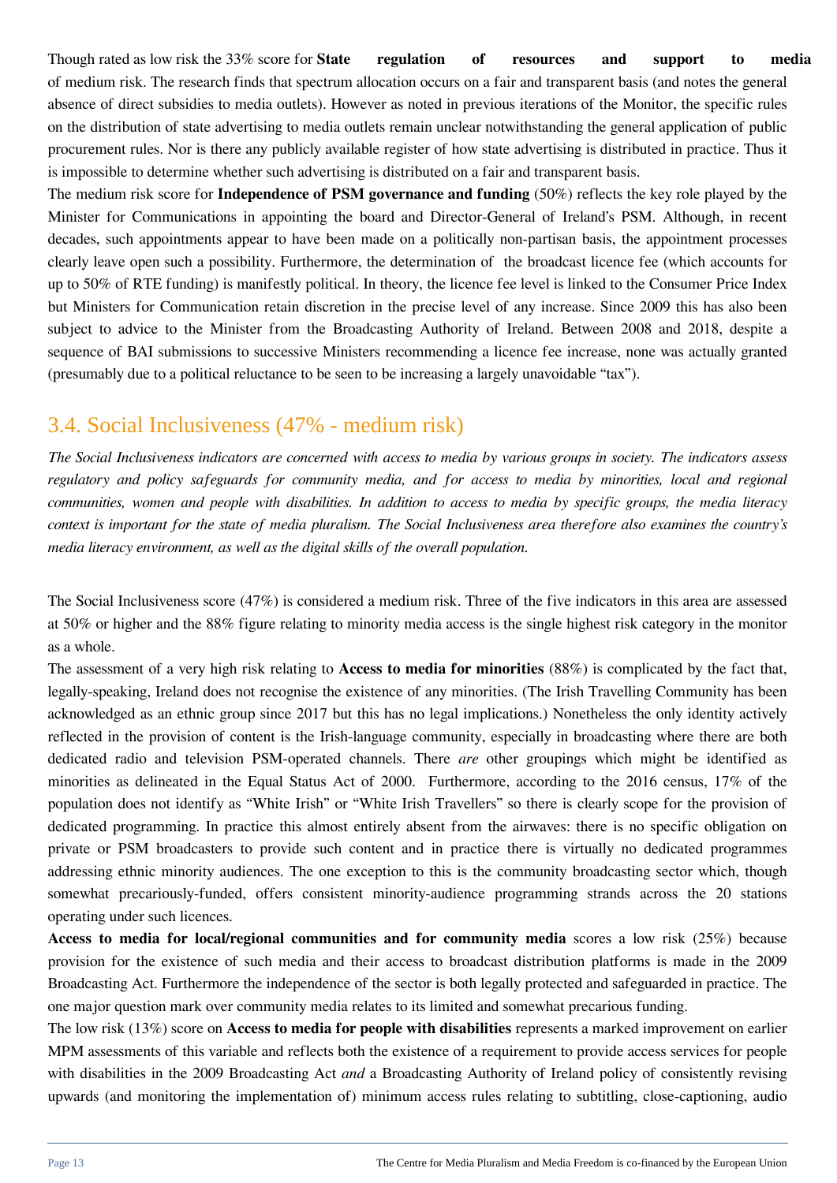Though rated as low risk the 33% score for **State regulation of resources and support to media** of medium risk. The research finds that spectrum allocation occurs on a fair and transparent basis (and notes the general absence of direct subsidies to media outlets). However as noted in previous iterations of the Monitor, the specific rules on the distribution of state advertising to media outlets remain unclear notwithstanding the general application of public procurement rules. Nor is there any publicly available register of how state advertising is distributed in practice. Thus it is impossible to determine whether such advertising is distributed on a fair and transparent basis.

The medium risk score for **Independence of PSM governance and funding** (50%) reflects the key role played by the Minister for Communications in appointing the board and Director-General of Ireland's PSM. Although, in recent decades, such appointments appear to have been made on a politically non-partisan basis, the appointment processes clearly leave open such a possibility. Furthermore, the determination of the broadcast licence fee (which accounts for up to 50% of RTE funding) is manifestly political. In theory, the licence fee level is linked to the Consumer Price Index but Ministers for Communication retain discretion in the precise level of any increase. Since 2009 this has also been subject to advice to the Minister from the Broadcasting Authority of Ireland. Between 2008 and 2018, despite a sequence of BAI submissions to successive Ministers recommending a licence fee increase, none was actually granted (presumably due to a political reluctance to be seen to be increasing a largely unavoidable "tax").

## 3.4. Social Inclusiveness (47% - medium risk)

*The Social Inclusiveness indicators are concerned with access to media by various groups in society. The indicators assess regulatory and policy safeguards for community media, and for access to media by minorities, local and regional communities, women and people with disabilities. In addition to access to media by specific groups, the media literacy context is important for the state of media pluralism. The Social Inclusiveness area therefore also examines the country's media literacy environment, as well as the digital skills of the overall population.*

The Social Inclusiveness score (47%) is considered a medium risk. Three of the five indicators in this area are assessed at 50% or higher and the 88% figure relating to minority media access is the single highest risk category in the monitor as a whole.

The assessment of a very high risk relating to **Access to media for minorities** (88%) is complicated by the fact that, legally-speaking, Ireland does not recognise the existence of any minorities. (The Irish Travelling Community has been acknowledged as an ethnic group since 2017 but this has no legal implications.) Nonetheless the only identity actively reflected in the provision of content is the Irish-language community, especially in broadcasting where there are both dedicated radio and television PSM-operated channels. There *are* other groupings which might be identified as minorities as delineated in the Equal Status Act of 2000. Furthermore, according to the 2016 census, 17% of the population does not identify as "White Irish" or "White Irish Travellers" so there is clearly scope for the provision of dedicated programming. In practice this almost entirely absent from the airwaves: there is no specific obligation on private or PSM broadcasters to provide such content and in practice there is virtually no dedicated programmes addressing ethnic minority audiences. The one exception to this is the community broadcasting sector which, though somewhat precariously-funded, offers consistent minority-audience programming strands across the 20 stations operating under such licences.

**Access to media for local/regional communities and for community media** scores a low risk (25%) because provision for the existence of such media and their access to broadcast distribution platforms is made in the 2009 Broadcasting Act. Furthermore the independence of the sector is both legally protected and safeguarded in practice. The one major question mark over community media relates to its limited and somewhat precarious funding.

The low risk (13%) score on **Access to media for people with disabilities** represents a marked improvement on earlier MPM assessments of this variable and reflects both the existence of a requirement to provide access services for people with disabilities in the 2009 Broadcasting Act *and* a Broadcasting Authority of Ireland policy of consistently revising upwards (and monitoring the implementation of) minimum access rules relating to subtitling, close-captioning, audio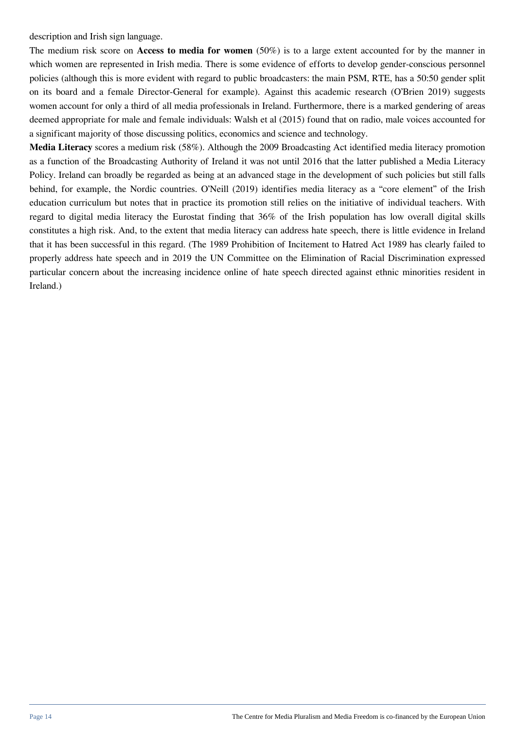description and Irish sign language.

The medium risk score on **Access to media for women** (50%) is to a large extent accounted for by the manner in which women are represented in Irish media. There is some evidence of efforts to develop gender-conscious personnel policies (although this is more evident with regard to public broadcasters: the main PSM, RTE, has a 50:50 gender split on its board and a female Director-General for example). Against this academic research (O'Brien 2019) suggests women account for only a third of all media professionals in Ireland. Furthermore, there is a marked gendering of areas deemed appropriate for male and female individuals: Walsh et al (2015) found that on radio, male voices accounted for a significant majority of those discussing politics, economics and science and technology.

**Media Literacy** scores a medium risk (58%). Although the 2009 Broadcasting Act identified media literacy promotion as a function of the Broadcasting Authority of Ireland it was not until 2016 that the latter published a Media Literacy Policy. Ireland can broadly be regarded as being at an advanced stage in the development of such policies but still falls behind, for example, the Nordic countries. O'Neill (2019) identifies media literacy as a "core element" of the Irish education curriculum but notes that in practice its promotion still relies on the initiative of individual teachers. With regard to digital media literacy the Eurostat finding that 36% of the Irish population has low overall digital skills constitutes a high risk. And, to the extent that media literacy can address hate speech, there is little evidence in Ireland that it has been successful in this regard. (The 1989 Prohibition of Incitement to Hatred Act 1989 has clearly failed to properly address hate speech and in 2019 the UN Committee on the Elimination of Racial Discrimination expressed particular concern about the increasing incidence online of hate speech directed against ethnic minorities resident in Ireland.)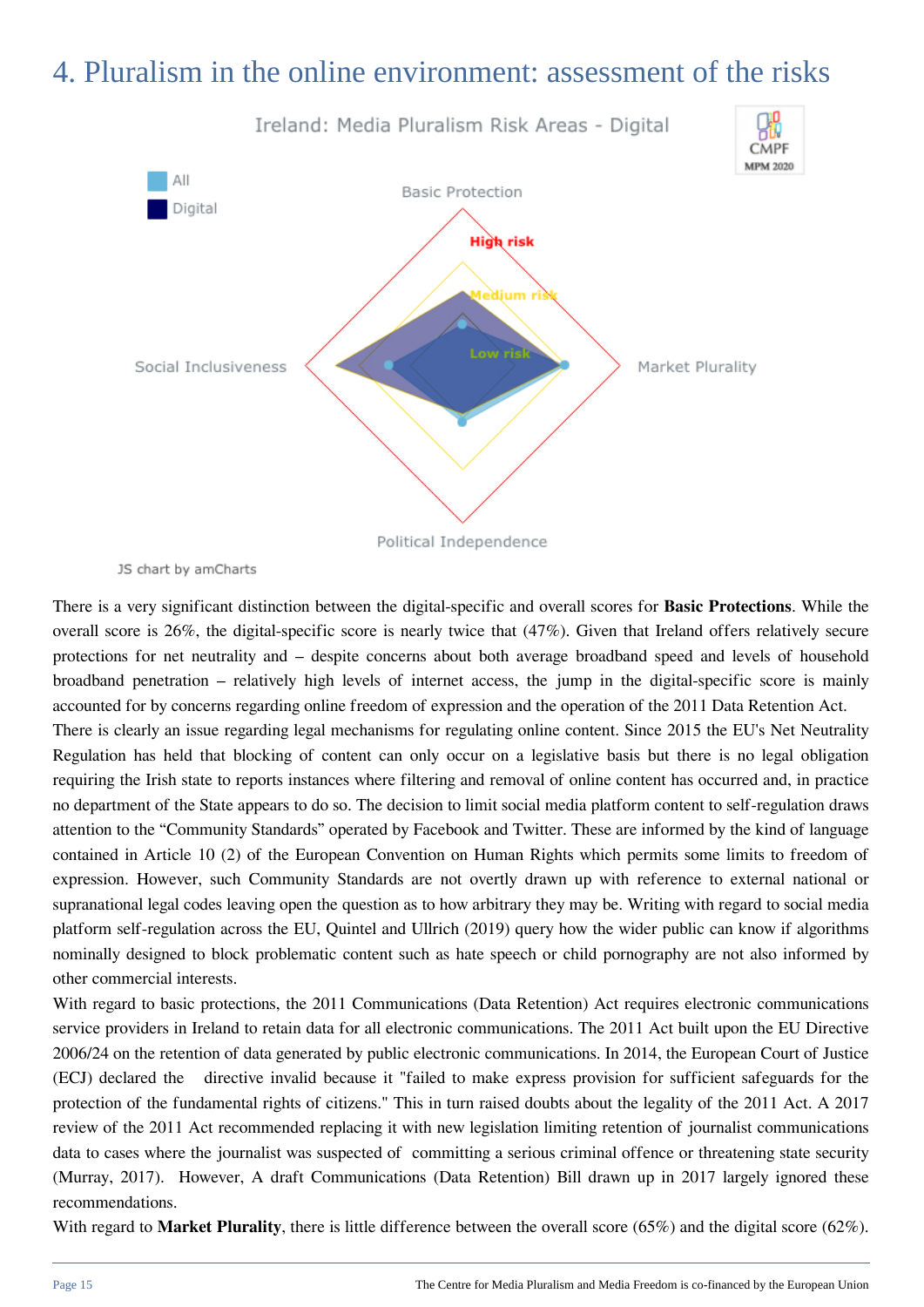# 4. Pluralism in the online environment: assessment of the risks

Ireland: Media Pluralism Risk Areas - Digital

There is a very significant distinction between the digital-specific and overall scores for **Basic Protections**. While the overall score is 26%, the digital-specific score is nearly twice that (47%). Given that Ireland offers relatively secure protections for net neutrality and – despite concerns about both average broadband speed and levels of household broadband penetration – relatively high levels of internet access, the jump in the digital-specific score is mainly accounted for by concerns regarding online freedom of expression and the operation of the 2011 Data Retention Act.

There is clearly an issue regarding legal mechanisms for regulating online content. Since 2015 the EU's Net Neutrality Regulation has held that blocking of content can only occur on a legislative basis but there is no legal obligation requiring the Irish state to reports instances where filtering and removal of online content has occurred and, in practice no department of the State appears to do so. The decision to limit social media platform content to self-regulation draws attention to the "Community Standards" operated by Facebook and Twitter. These are informed by the kind of language contained in Article 10 (2) of the European Convention on Human Rights which permits some limits to freedom of expression. However, such Community Standards are not overtly drawn up with reference to external national or supranational legal codes leaving open the question as to how arbitrary they may be. Writing with regard to social media platform self-regulation across the EU, Quintel and Ullrich (2019) query how the wider public can know if algorithms nominally designed to block problematic content such as hate speech or child pornography are not also informed by other commercial interests.

With regard to basic protections, the 2011 Communications (Data Retention) Act requires electronic communications service providers in Ireland to retain data for all electronic communications. The 2011 Act built upon the EU Directive 2006/24 on the retention of data generated by public electronic communications. In 2014, the European Court of Justice (ECJ) declared the directive invalid because it "failed to make express provision for sufficient safeguards for the protection of the fundamental rights of citizens." This in turn raised doubts about the legality of the 2011 Act. A 2017 review of the 2011 Act recommended replacing it with new legislation limiting retention of journalist communications data to cases where the journalist was suspected of committing a serious criminal offence or threatening state security (Murray, 2017). However, A draft Communications (Data Retention) Bill drawn up in 2017 largely ignored these recommendations.

With regard to **Market Plurality**, there is little difference between the overall score (65%) and the digital score (62%).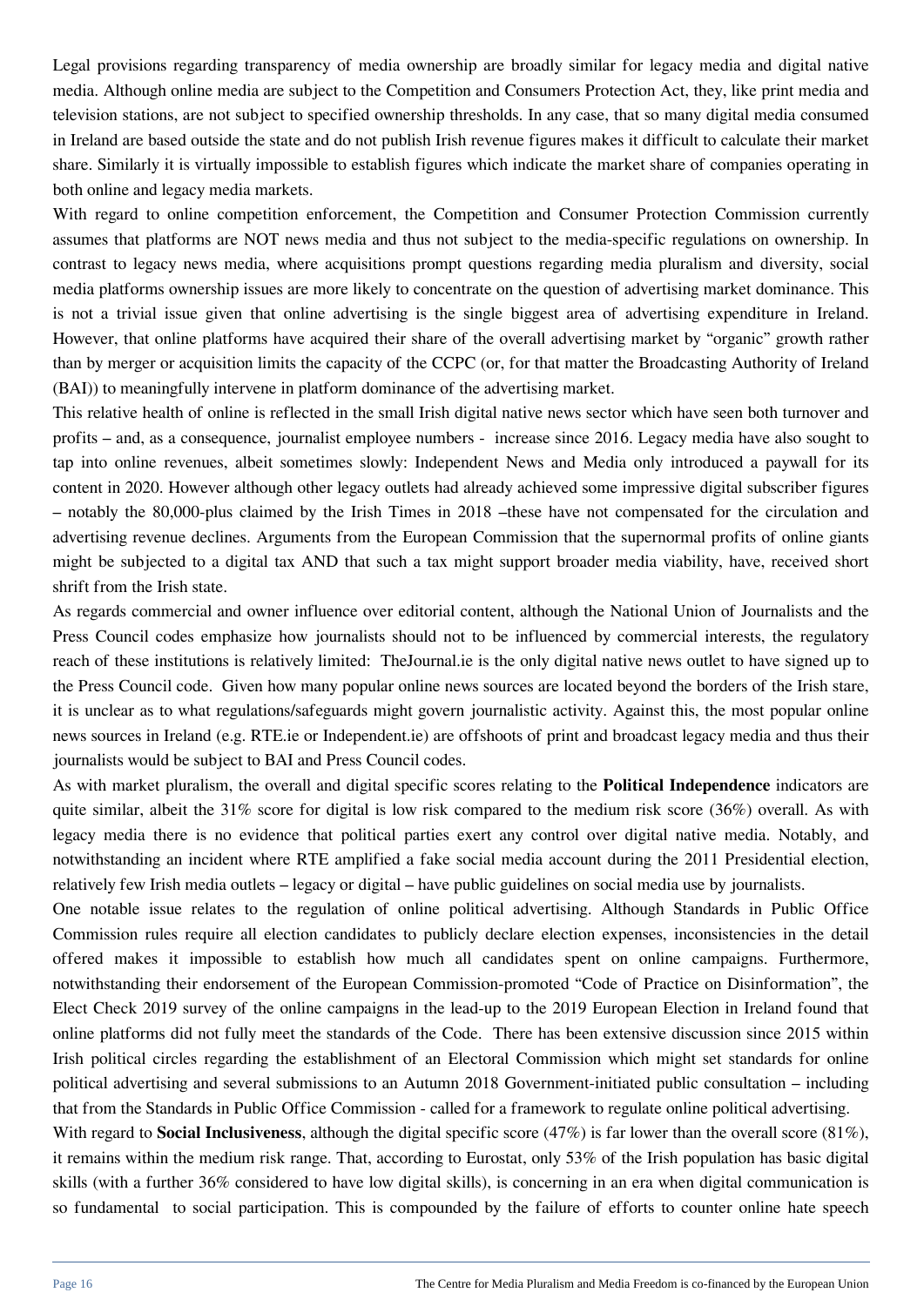Legal provisions regarding transparency of media ownership are broadly similar for legacy media and digital native media. Although online media are subject to the Competition and Consumers Protection Act, they, like print media and television stations, are not subject to specified ownership thresholds. In any case, that so many digital media consumed in Ireland are based outside the state and do not publish Irish revenue figures makes it difficult to calculate their market share. Similarly it is virtually impossible to establish figures which indicate the market share of companies operating in both online and legacy media markets.

With regard to online competition enforcement, the Competition and Consumer Protection Commission currently assumes that platforms are NOT news media and thus not subject to the media-specific regulations on ownership. In contrast to legacy news media, where acquisitions prompt questions regarding media pluralism and diversity, social media platforms ownership issues are more likely to concentrate on the question of advertising market dominance. This is not a trivial issue given that online advertising is the single biggest area of advertising expenditure in Ireland. However, that online platforms have acquired their share of the overall advertising market by "organic" growth rather than by merger or acquisition limits the capacity of the CCPC (or, for that matter the Broadcasting Authority of Ireland (BAI)) to meaningfully intervene in platform dominance of the advertising market.

This relative health of online is reflected in the small Irish digital native news sector which have seen both turnover and profits – and, as a consequence, journalist employee numbers - increase since 2016. Legacy media have also sought to tap into online revenues, albeit sometimes slowly: Independent News and Media only introduced a paywall for its content in 2020. However although other legacy outlets had already achieved some impressive digital subscriber figures – notably the 80,000-plus claimed by the Irish Times in 2018 –these have not compensated for the circulation and advertising revenue declines. Arguments from the European Commission that the supernormal profits of online giants might be subjected to a digital tax AND that such a tax might support broader media viability, have, received short shrift from the Irish state.

As regards commercial and owner influence over editorial content, although the National Union of Journalists and the Press Council codes emphasize how journalists should not to be influenced by commercial interests, the regulatory reach of these institutions is relatively limited: TheJournal.ie is the only digital native news outlet to have signed up to the Press Council code. Given how many popular online news sources are located beyond the borders of the Irish stare, it is unclear as to what regulations/safeguards might govern journalistic activity. Against this, the most popular online news sources in Ireland (e.g. RTE.ie or Independent.ie) are offshoots of print and broadcast legacy media and thus their journalists would be subject to BAI and Press Council codes.

As with market pluralism, the overall and digital specific scores relating to the **Political Independence** indicators are quite similar, albeit the 31% score for digital is low risk compared to the medium risk score (36%) overall. As with legacy media there is no evidence that political parties exert any control over digital native media. Notably, and notwithstanding an incident where RTE amplified a fake social media account during the 2011 Presidential election, relatively few Irish media outlets – legacy or digital – have public guidelines on social media use by journalists.

One notable issue relates to the regulation of online political advertising. Although Standards in Public Office Commission rules require all election candidates to publicly declare election expenses, inconsistencies in the detail offered makes it impossible to establish how much all candidates spent on online campaigns. Furthermore, notwithstanding their endorsement of the European Commission-promoted "Code of Practice on Disinformation", the Elect Check 2019 survey of the online campaigns in the lead-up to the 2019 European Election in Ireland found that online platforms did not fully meet the standards of the Code. There has been extensive discussion since 2015 within Irish political circles regarding the establishment of an Electoral Commission which might set standards for online political advertising and several submissions to an Autumn 2018 Government-initiated public consultation – including that from the Standards in Public Office Commission - called for a framework to regulate online political advertising.

With regard to **Social Inclusiveness**, although the digital specific score (47%) is far lower than the overall score (81%), it remains within the medium risk range. That, according to Eurostat, only 53% of the Irish population has basic digital skills (with a further 36% considered to have low digital skills), is concerning in an era when digital communication is so fundamental to social participation. This is compounded by the failure of efforts to counter online hate speech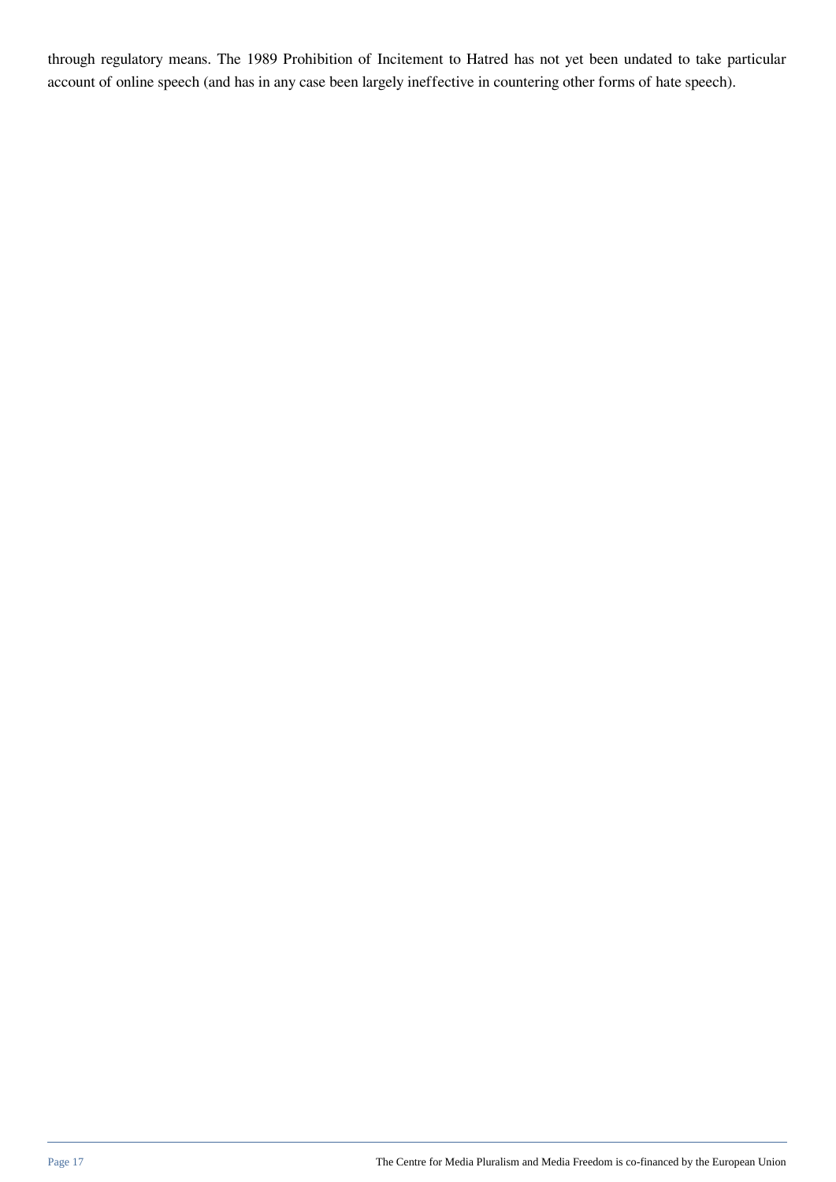through regulatory means. The 1989 Prohibition of Incitement to Hatred has not yet been undated to take particular account of online speech (and has in any case been largely ineffective in countering other forms of hate speech).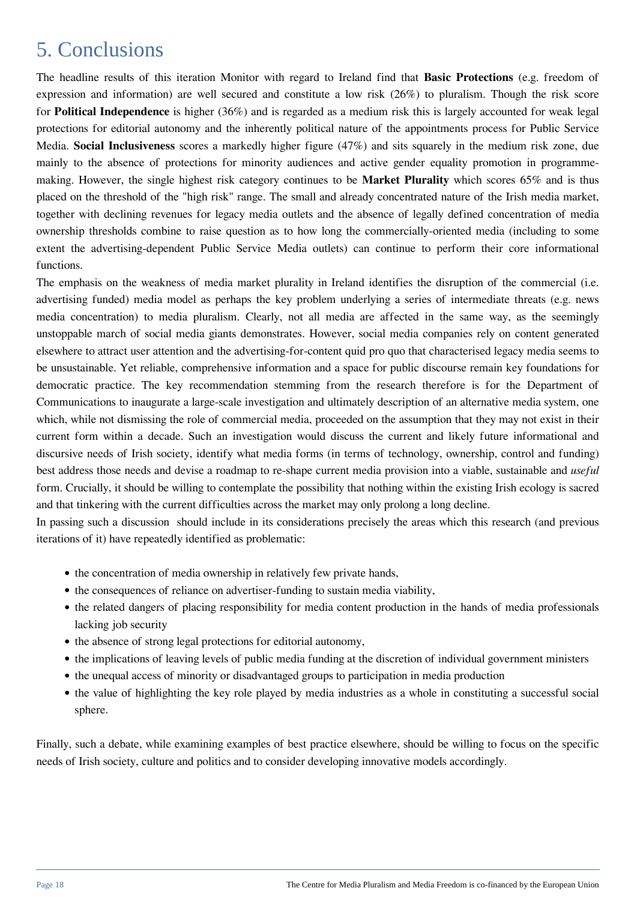# 5. Conclusions

The headline results of this iteration Monitor with regard to Ireland find that **Basic Protections** (e.g. freedom of expression and information) are well secured and constitute a low risk (26%) to pluralism. Though the risk score for **Political Independence** is higher (36%) and is regarded as a medium risk this is largely accounted for weak legal protections for editorial autonomy and the inherently political nature of the appointments process for Public Service Media. **Social Inclusiveness** scores a markedly higher figure (47%) and sits squarely in the medium risk zone, due mainly to the absence of protections for minority audiences and active gender equality promotion in programme-making. However, the single highest risk category continues to be **Market Plurality** which scores 65% and is thus placed on the threshold of the "high risk" range. The small and already concentrated nature of the Irish media market, together with declining revenues for legacy media outlets and the absence of legally defined concentration of media ownership thresholds combine to raise question as to how long the commercially-oriented media (including to some extent the advertising-dependent Public Service Media outlets) can continue to perform their core informational functions.

The emphasis on the weakness of media market plurality in Ireland identifies the disruption of the commercial (i.e. advertising funded) media model as perhaps the key problem underlying a series of intermediate threats (e.g. news media concentration) to media pluralism. Clearly, not all media are affected in the same way, as the seemingly unstoppable march of social media giants demonstrates. However, social media companies rely on content generated elsewhere to attract user attention and the advertising-for-content quid pro quo that characterised legacy media seems to be unsustainable. Yet reliable, comprehensive information and a space for public discourse remain key foundations for democratic practice. The key recommendation stemming from the research therefore is for the Department of Communications to inaugurate a large-scale investigation and ultimately description of an alternative media system, one which, while not dismissing the role of commercial media, proceeded on the assumption that they may not exist in their current form within a decade. Such an investigation would discuss the current and likely future informational and discursive needs of Irish society, identify what media forms (in terms of technology, ownership, control and funding) best address those needs and devise a roadmap to re-shape current media provision into a viable, sustainable and *useful* form. Crucially, it should be willing to contemplate the possibility that nothing within the existing Irish ecology is sacred and that tinkering with the current difficulties across the market may only prolong a long decline.

In passing such a discussion should include in its considerations precisely the areas which this research (and previous iterations of it) have repeatedly identified as problematic:

- the concentration of media ownership in relatively few private hands,
- the consequences of reliance on advertiser-funding to sustain media viability,
- the related dangers of placing responsibility for media content production in the hands of media professionals lacking job security
- the absence of strong legal protections for editorial autonomy,
- the implications of leaving levels of public media funding at the discretion of individual government ministers
- the unequal access of minority or disadvantaged groups to participation in media production
- the value of highlighting the key role played by media industries as a whole in constituting a successful social sphere.

Finally, such a debate, while examining examples of best practice elsewhere, should be willing to focus on the specific needs of Irish society, culture and politics and to consider developing innovative models accordingly.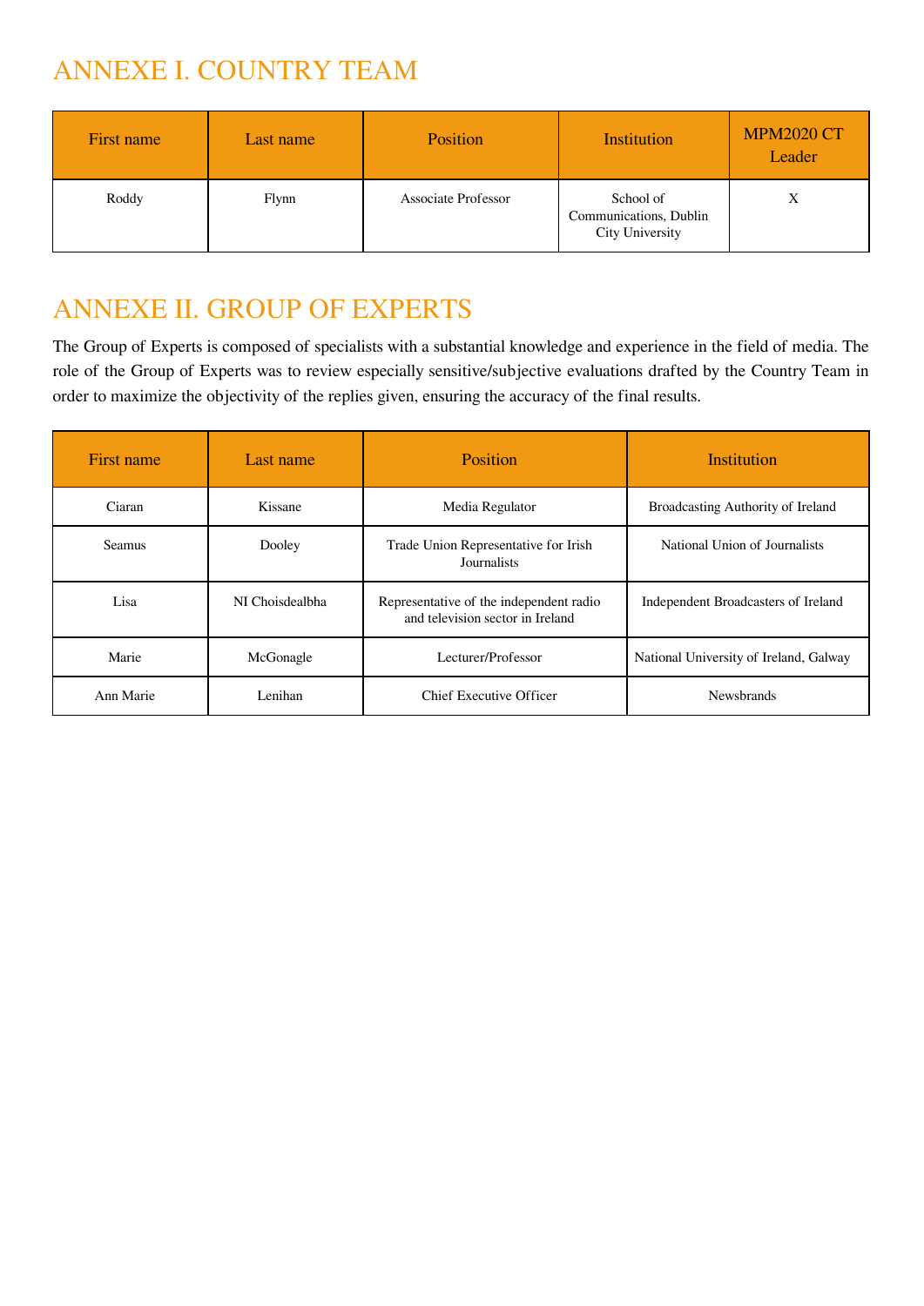# ANNEXE I. COUNTRY TEAM

| First name | Last name | Position | Institution | MPM2020 CT Leader |
|---|---|---|---|---|
| Roddy | Flynn | Associate Professor | School of Communications, Dublin City University | X |

# ANNEXE II. GROUP OF EXPERTS

The Group of Experts is composed of specialists with a substantial knowledge and experience in the field of media. The role of the Group of Experts was to review especially sensitive/subjective evaluations drafted by the Country Team in order to maximize the objectivity of the replies given, ensuring the accuracy of the final results.

| First name | Last name | Position | Institution |
|---|---|---|---|
| Ciaran | Kissane | Media Regulator | Broadcasting Authority of Ireland |
| Seamus | Dooley | Trade Union Representative for Irish Journalists | National Union of Journalists |
| Lisa | NI Choisdealbha | Representative of the independent radio and television sector in Ireland | Independent Broadcasters of Ireland |
| Marie | McGonagle | Lecturer/Professor | National University of Ireland, Galway |
| Ann Marie | Lenihan | Chief Executive Officer | Newsbrands |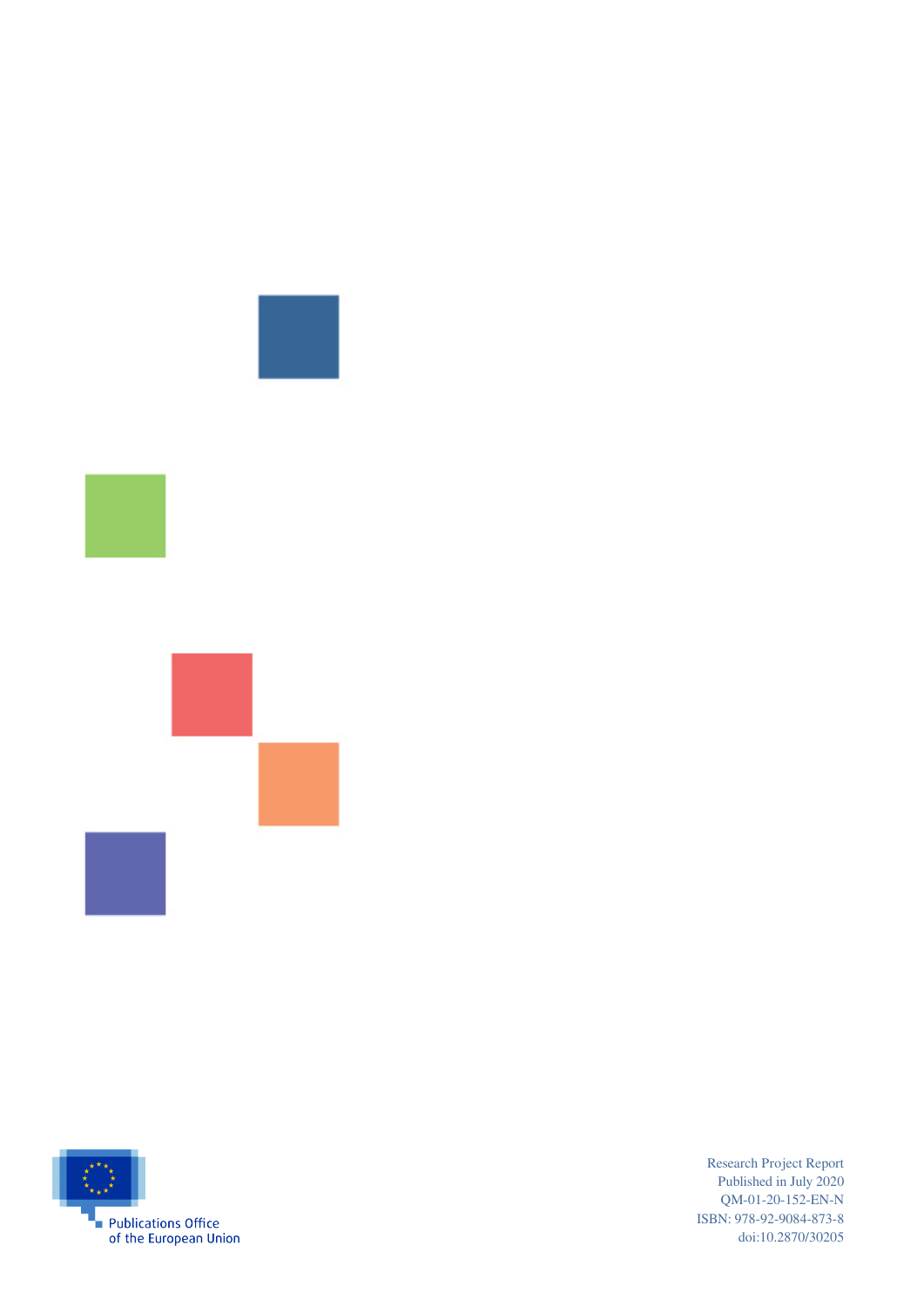Publications Office of the European Union

Research Project Report
Published in July 2020
QM-01-20-152-EN-N
ISBN: 978-92-9084-873-8
doi:10.2870/30205